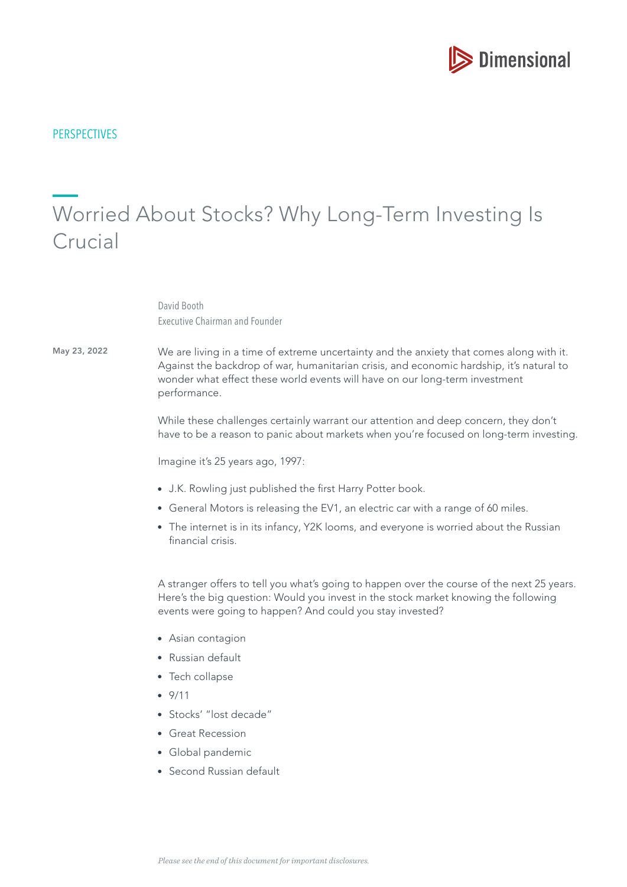PERSPECTIVES

# Worried About Stocks? Why Long-Term Investing Is Crucial

David Booth
Executive Chairman and Founder

**May 23, 2022**

We are living in a time of extreme uncertainty and the anxiety that comes along with it. Against the backdrop of war, humanitarian crisis, and economic hardship, it's natural to wonder what effect these world events will have on our long-term investment performance.

While these challenges certainly warrant our attention and deep concern, they don't have to be a reason to panic about markets when you're focused on long-term investing.

Imagine it's 25 years ago, 1997:

- J.K. Rowling just published the first Harry Potter book.
- General Motors is releasing the EV1, an electric car with a range of 60 miles.
- The internet is in its infancy, Y2K looms, and everyone is worried about the Russian financial crisis.

A stranger offers to tell you what's going to happen over the course of the next 25 years. Here's the big question: Would you invest in the stock market knowing the following events were going to happen? And could you stay invested?

- Asian contagion
- Russian default
- Tech collapse
- 9/11
- Stocks' "lost decade"
- Great Recession
- Global pandemic
- Second Russian default

*Please see the end of this document for important disclosures.*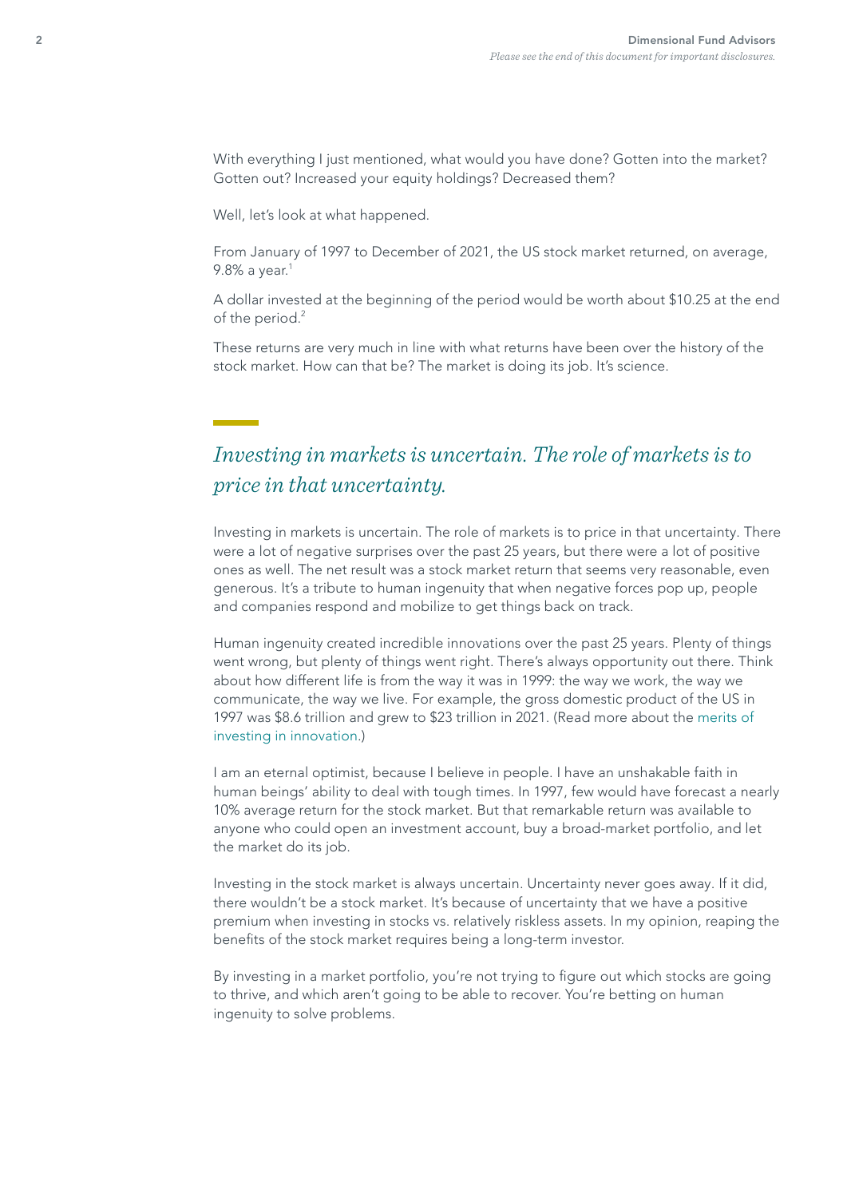With everything I just mentioned, what would you have done? Gotten into the market? Gotten out? Increased your equity holdings? Decreased them?

Well, let's look at what happened.

From January of 1997 to December of 2021, the US stock market returned, on average, 9.8% a year.[1]

A dollar invested at the beginning of the period would be worth about $10.25 at the end of the period.[2]

These returns are very much in line with what returns have been over the history of the stock market. How can that be? The market is doing its job. It's science.

> *Investing in markets is uncertain. The role of markets is to price in that uncertainty.*

Investing in markets is uncertain. The role of markets is to price in that uncertainty. There were a lot of negative surprises over the past 25 years, but there were a lot of positive ones as well. The net result was a stock market return that seems very reasonable, even generous. It's a tribute to human ingenuity that when negative forces pop up, people and companies respond and mobilize to get things back on track.

Human ingenuity created incredible innovations over the past 25 years. Plenty of things went wrong, but plenty of things went right. There's always opportunity out there. Think about how different life is from the way it was in 1999: the way we work, the way we communicate, the way we live. For example, the gross domestic product of the US in 1997 was $8.6 trillion and grew to $23 trillion in 2021. (Read more about the merits of investing in innovation.)

I am an eternal optimist, because I believe in people. I have an unshakable faith in human beings' ability to deal with tough times. In 1997, few would have forecast a nearly 10% average return for the stock market. But that remarkable return was available to anyone who could open an investment account, buy a broad-market portfolio, and let the market do its job.

Investing in the stock market is always uncertain. Uncertainty never goes away. If it did, there wouldn't be a stock market. It's because of uncertainty that we have a positive premium when investing in stocks vs. relatively riskless assets. In my opinion, reaping the benefits of the stock market requires being a long-term investor.

By investing in a market portfolio, you're not trying to figure out which stocks are going to thrive, and which aren't going to be able to recover. You're betting on human ingenuity to solve problems.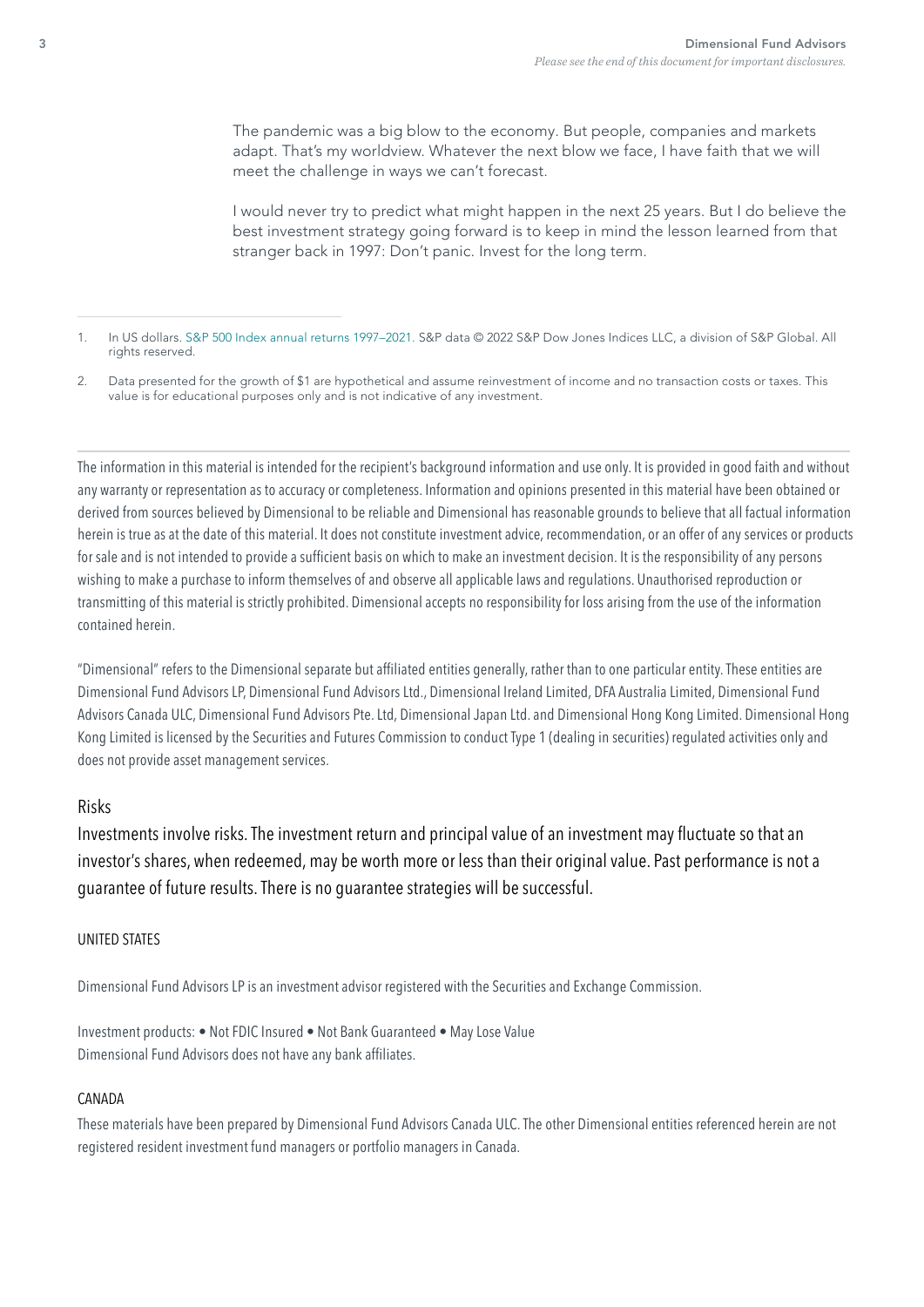The pandemic was a big blow to the economy. But people, companies and markets adapt. That's my worldview. Whatever the next blow we face, I have faith that we will meet the challenge in ways we can't forecast.

I would never try to predict what might happen in the next 25 years. But I do believe the best investment strategy going forward is to keep in mind the lesson learned from that stranger back in 1997: Don't panic. Invest for the long term.

---

1. In US dollars. S&P 500 Index annual returns 1997–2021. S&P data © 2022 S&P Dow Jones Indices LLC, a division of S&P Global. All rights reserved.

2. Data presented for the growth of $1 are hypothetical and assume reinvestment of income and no transaction costs or taxes. This value is for educational purposes only and is not indicative of any investment.

---

The information in this material is intended for the recipient's background information and use only. It is provided in good faith and without any warranty or representation as to accuracy or completeness. Information and opinions presented in this material have been obtained or derived from sources believed by Dimensional to be reliable and Dimensional has reasonable grounds to believe that all factual information herein is true as at the date of this material. It does not constitute investment advice, recommendation, or an offer of any services or products for sale and is not intended to provide a sufficient basis on which to make an investment decision. It is the responsibility of any persons wishing to make a purchase to inform themselves of and observe all applicable laws and regulations. Unauthorised reproduction or transmitting of this material is strictly prohibited. Dimensional accepts no responsibility for loss arising from the use of the information contained herein.

"Dimensional" refers to the Dimensional separate but affiliated entities generally, rather than to one particular entity. These entities are Dimensional Fund Advisors LP, Dimensional Fund Advisors Ltd., Dimensional Ireland Limited, DFA Australia Limited, Dimensional Fund Advisors Canada ULC, Dimensional Fund Advisors Pte. Ltd, Dimensional Japan Ltd. and Dimensional Hong Kong Limited. Dimensional Hong Kong Limited is licensed by the Securities and Futures Commission to conduct Type 1 (dealing in securities) regulated activities only and does not provide asset management services.

## Risks

Investments involve risks. The investment return and principal value of an investment may fluctuate so that an investor's shares, when redeemed, may be worth more or less than their original value. Past performance is not a guarantee of future results. There is no guarantee strategies will be successful.

### UNITED STATES

Dimensional Fund Advisors LP is an investment advisor registered with the Securities and Exchange Commission.

Investment products: • Not FDIC Insured • Not Bank Guaranteed • May Lose Value
Dimensional Fund Advisors does not have any bank affiliates.

### CANADA

These materials have been prepared by Dimensional Fund Advisors Canada ULC. The other Dimensional entities referenced herein are not registered resident investment fund managers or portfolio managers in Canada.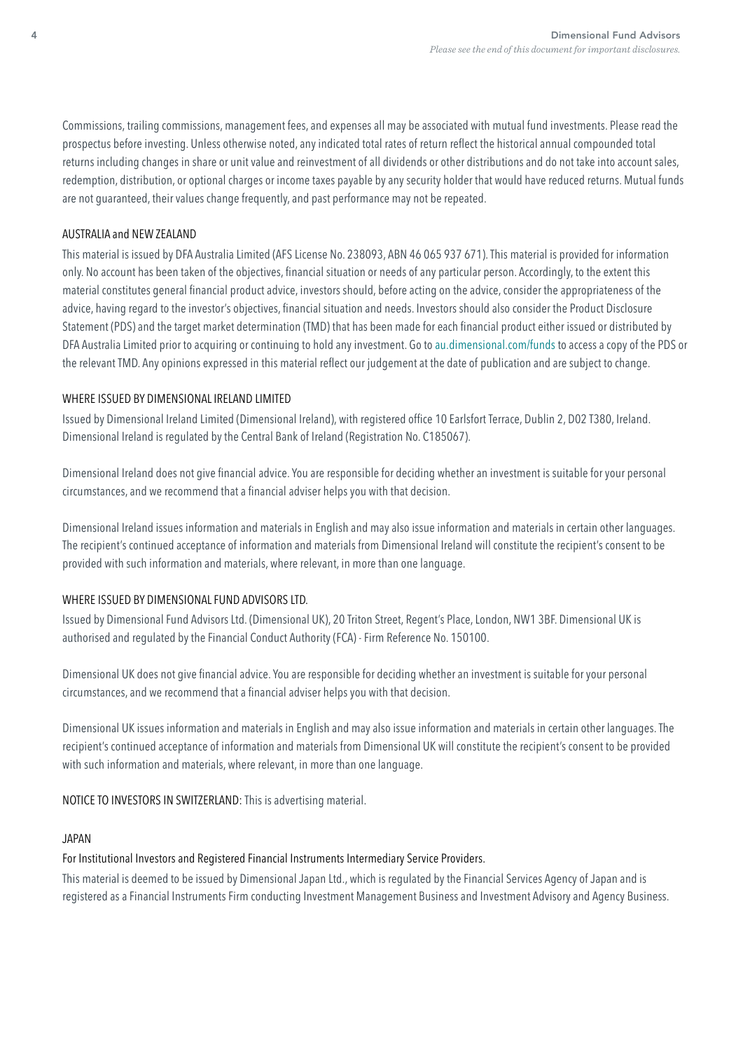Commissions, trailing commissions, management fees, and expenses all may be associated with mutual fund investments. Please read the prospectus before investing. Unless otherwise noted, any indicated total rates of return reflect the historical annual compounded total returns including changes in share or unit value and reinvestment of all dividends or other distributions and do not take into account sales, redemption, distribution, or optional charges or income taxes payable by any security holder that would have reduced returns. Mutual funds are not guaranteed, their values change frequently, and past performance may not be repeated.

AUSTRALIA and NEW ZEALAND

This material is issued by DFA Australia Limited (AFS License No. 238093, ABN 46 065 937 671). This material is provided for information only. No account has been taken of the objectives, financial situation or needs of any particular person. Accordingly, to the extent this material constitutes general financial product advice, investors should, before acting on the advice, consider the appropriateness of the advice, having regard to the investor's objectives, financial situation and needs. Investors should also consider the Product Disclosure Statement (PDS) and the target market determination (TMD) that has been made for each financial product either issued or distributed by DFA Australia Limited prior to acquiring or continuing to hold any investment. Go to au.dimensional.com/funds to access a copy of the PDS or the relevant TMD. Any opinions expressed in this material reflect our judgement at the date of publication and are subject to change.

WHERE ISSUED BY DIMENSIONAL IRELAND LIMITED

Issued by Dimensional Ireland Limited (Dimensional Ireland), with registered office 10 Earlsfort Terrace, Dublin 2, D02 T380, Ireland. Dimensional Ireland is regulated by the Central Bank of Ireland (Registration No. C185067).

Dimensional Ireland does not give financial advice. You are responsible for deciding whether an investment is suitable for your personal circumstances, and we recommend that a financial adviser helps you with that decision.

Dimensional Ireland issues information and materials in English and may also issue information and materials in certain other languages. The recipient's continued acceptance of information and materials from Dimensional Ireland will constitute the recipient's consent to be provided with such information and materials, where relevant, in more than one language.

WHERE ISSUED BY DIMENSIONAL FUND ADVISORS LTD.

Issued by Dimensional Fund Advisors Ltd. (Dimensional UK), 20 Triton Street, Regent's Place, London, NW1 3BF. Dimensional UK is authorised and regulated by the Financial Conduct Authority (FCA) - Firm Reference No. 150100.

Dimensional UK does not give financial advice. You are responsible for deciding whether an investment is suitable for your personal circumstances, and we recommend that a financial adviser helps you with that decision.

Dimensional UK issues information and materials in English and may also issue information and materials in certain other languages. The recipient's continued acceptance of information and materials from Dimensional UK will constitute the recipient's consent to be provided with such information and materials, where relevant, in more than one language.

NOTICE TO INVESTORS IN SWITZERLAND: This is advertising material.

JAPAN

For Institutional Investors and Registered Financial Instruments Intermediary Service Providers.

This material is deemed to be issued by Dimensional Japan Ltd., which is regulated by the Financial Services Agency of Japan and is registered as a Financial Instruments Firm conducting Investment Management Business and Investment Advisory and Agency Business.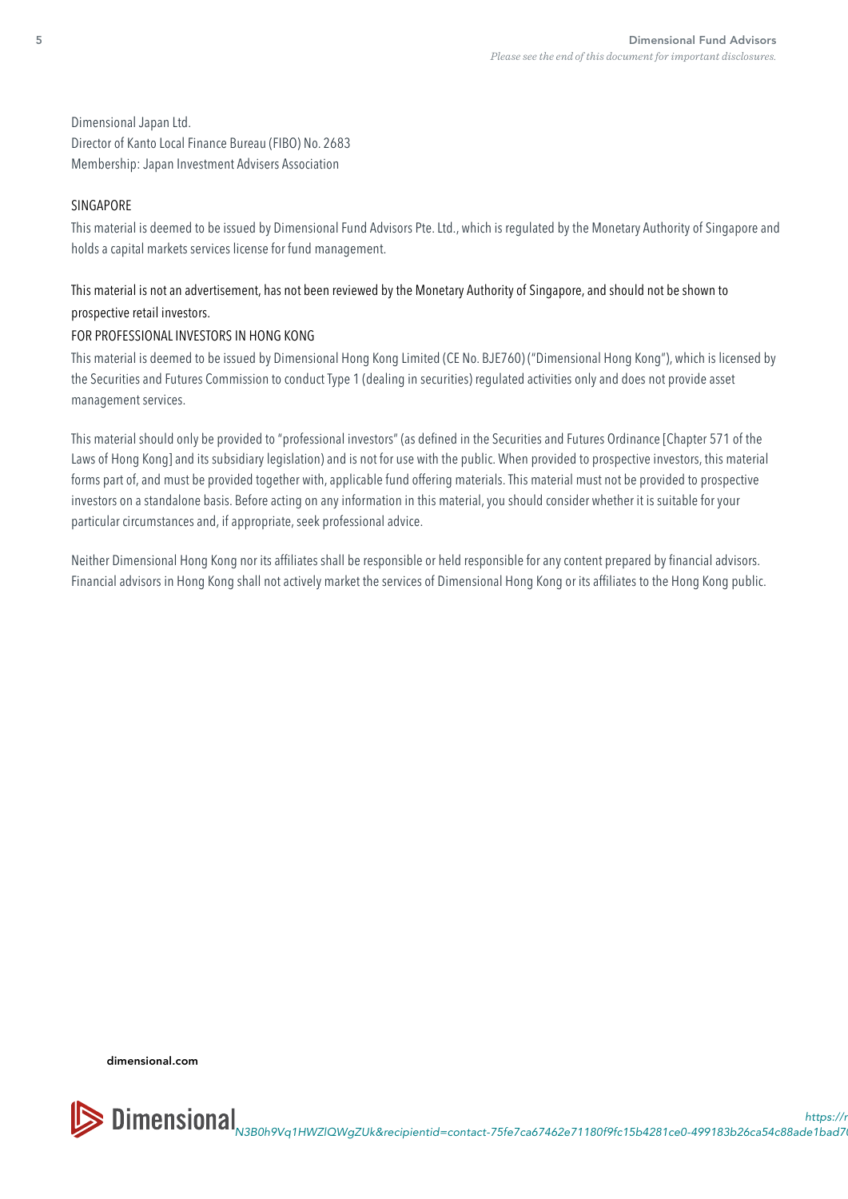Dimensional Japan Ltd.
Director of Kanto Local Finance Bureau (FIBO) No. 2683
Membership: Japan Investment Advisers Association

SINGAPORE

This material is deemed to be issued by Dimensional Fund Advisors Pte. Ltd., which is regulated by the Monetary Authority of Singapore and holds a capital markets services license for fund management.

This material is not an advertisement, has not been reviewed by the Monetary Authority of Singapore, and should not be shown to prospective retail investors.

FOR PROFESSIONAL INVESTORS IN HONG KONG

This material is deemed to be issued by Dimensional Hong Kong Limited (CE No. BJE760) ("Dimensional Hong Kong"), which is licensed by the Securities and Futures Commission to conduct Type 1 (dealing in securities) regulated activities only and does not provide asset management services.

This material should only be provided to "professional investors" (as defined in the Securities and Futures Ordinance [Chapter 571 of the Laws of Hong Kong] and its subsidiary legislation) and is not for use with the public. When provided to prospective investors, this material forms part of, and must be provided together with, applicable fund offering materials. This material must not be provided to prospective investors on a standalone basis. Before acting on any information in this material, you should consider whether it is suitable for your particular circumstances and, if appropriate, seek professional advice.

Neither Dimensional Hong Kong nor its affiliates shall be responsible or held responsible for any content prepared by financial advisors. Financial advisors in Hong Kong shall not actively market the services of Dimensional Hong Kong or its affiliates to the Hong Kong public.

dimensional.com

Dimensional